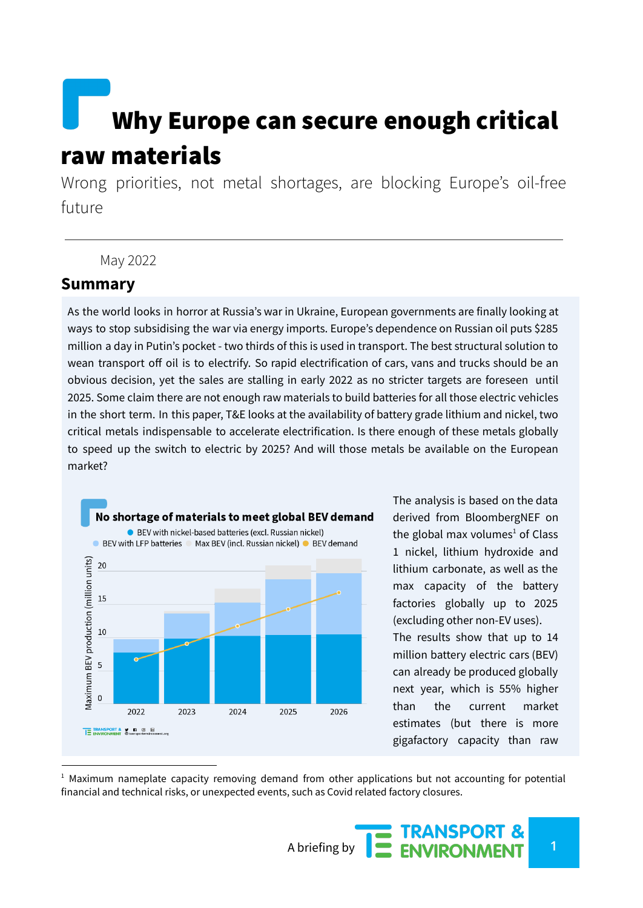# Why Europe can secure enough critical raw materials

Wrong priorities, not metal shortages, are blocking Europe's oil-free future

May 2022

## Summary

As the world looks in horror at Russia's war in Ukraine, European governments are finally looking at ways to stop subsidising the war via energy imports. Europe's dependence on Russian oil puts $285 million a day in Putin's pocket - two thirds of this is used in transport. The best structural solution to wean transport off oil is to electrify. So rapid electrification of cars, vans and trucks should be an obvious decision, yet the sales are stalling in early 2022 as no stricter targets are foreseen until 2025. Some claim there are not enough raw materials to build batteries for all those electric vehicles in the short term. In this paper, T&E looks at the availability of battery grade lithium and nickel, two critical metals indispensable to accelerate electrification. Is there enough of these metals globally to speed up the switch to electric by 2025? And will those metals be available on the European market?

**No shortage of materials to meet global BEV demand**

The analysis is based on the data derived from BloombergNEF on the global max volumes[1] of Class 1 nickel, lithium hydroxide and lithium carbonate, as well as the max capacity of the battery factories globally up to 2025 (excluding other non-EV uses). The results show that up to 14 million battery electric cars (BEV) can already be produced globally next year, which is 55% higher than the current market estimates (but there is more gigafactory capacity than raw

[1] Maximum nameplate capacity removing demand from other applications but not accounting for potential financial and technical risks, or unexpected events, such as Covid related factory closures.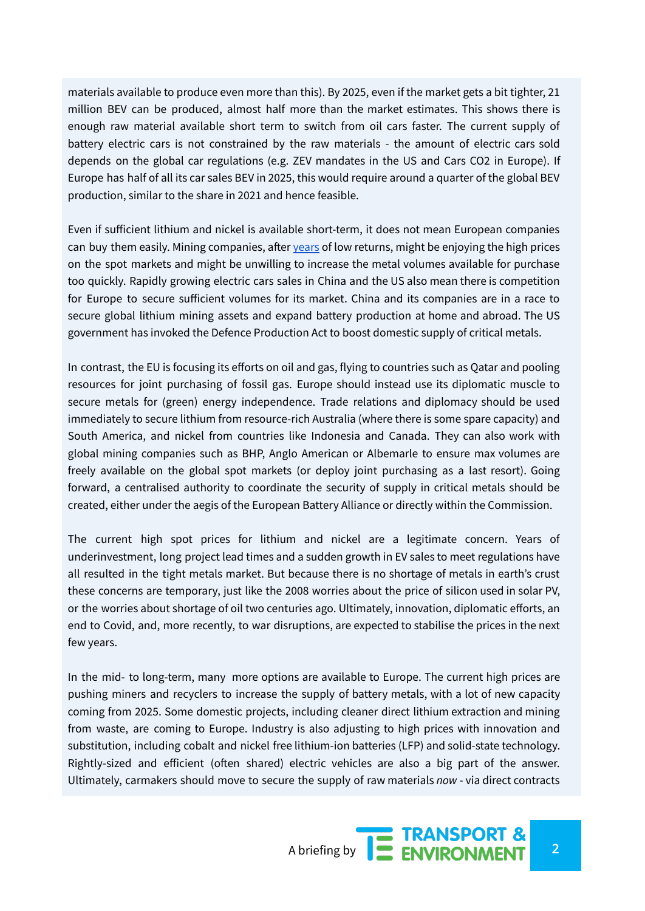materials available to produce even more than this). By 2025, even if the market gets a bit tighter, 21 million BEV can be produced, almost half more than the market estimates. This shows there is enough raw material available short term to switch from oil cars faster. The current supply of battery electric cars is not constrained by the raw materials - the amount of electric cars sold depends on the global car regulations (e.g. ZEV mandates in the US and Cars CO2 in Europe). If Europe has half of all its car sales BEV in 2025, this would require around a quarter of the global BEV production, similar to the share in 2021 and hence feasible.

Even if sufficient lithium and nickel is available short-term, it does not mean European companies can buy them easily. Mining companies, after years of low returns, might be enjoying the high prices on the spot markets and might be unwilling to increase the metal volumes available for purchase too quickly. Rapidly growing electric cars sales in China and the US also mean there is competition for Europe to secure sufficient volumes for its market. China and its companies are in a race to secure global lithium mining assets and expand battery production at home and abroad. The US government has invoked the Defence Production Act to boost domestic supply of critical metals.

In contrast, the EU is focusing its efforts on oil and gas, flying to countries such as Qatar and pooling resources for joint purchasing of fossil gas. Europe should instead use its diplomatic muscle to secure metals for (green) energy independence. Trade relations and diplomacy should be used immediately to secure lithium from resource-rich Australia (where there is some spare capacity) and South America, and nickel from countries like Indonesia and Canada. They can also work with global mining companies such as BHP, Anglo American or Albemarle to ensure max volumes are freely available on the global spot markets (or deploy joint purchasing as a last resort). Going forward, a centralised authority to coordinate the security of supply in critical metals should be created, either under the aegis of the European Battery Alliance or directly within the Commission.

The current high spot prices for lithium and nickel are a legitimate concern. Years of underinvestment, long project lead times and a sudden growth in EV sales to meet regulations have all resulted in the tight metals market. But because there is no shortage of metals in earth's crust these concerns are temporary, just like the 2008 worries about the price of silicon used in solar PV, or the worries about shortage of oil two centuries ago. Ultimately, innovation, diplomatic efforts, an end to Covid, and, more recently, to war disruptions, are expected to stabilise the prices in the next few years.

In the mid- to long-term, many more options are available to Europe. The current high prices are pushing miners and recyclers to increase the supply of battery metals, with a lot of new capacity coming from 2025. Some domestic projects, including cleaner direct lithium extraction and mining from waste, are coming to Europe. Industry is also adjusting to high prices with innovation and substitution, including cobalt and nickel free lithium-ion batteries (LFP) and solid-state technology. Rightly-sized and efficient (often shared) electric vehicles are also a big part of the answer. Ultimately, carmakers should move to secure the supply of raw materials *now* - via direct contracts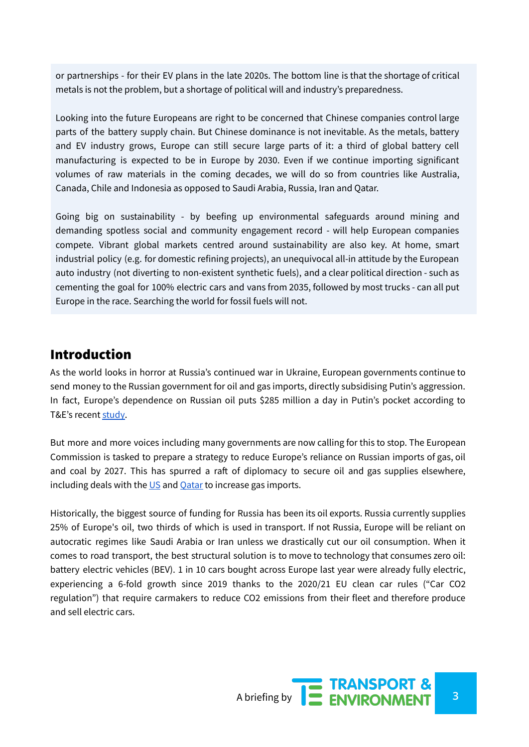or partnerships - for their EV plans in the late 2020s. The bottom line is that the shortage of critical metals is not the problem, but a shortage of political will and industry's preparedness.

Looking into the future Europeans are right to be concerned that Chinese companies control large parts of the battery supply chain. But Chinese dominance is not inevitable. As the metals, battery and EV industry grows, Europe can still secure large parts of it: a third of global battery cell manufacturing is expected to be in Europe by 2030. Even if we continue importing significant volumes of raw materials in the coming decades, we will do so from countries like Australia, Canada, Chile and Indonesia as opposed to Saudi Arabia, Russia, Iran and Qatar.

Going big on sustainability - by beefing up environmental safeguards around mining and demanding spotless social and community engagement record - will help European companies compete. Vibrant global markets centred around sustainability are also key. At home, smart industrial policy (e.g. for domestic refining projects), an unequivocal all-in attitude by the European auto industry (not diverting to non-existent synthetic fuels), and a clear political direction - such as cementing the goal for 100% electric cars and vans from 2035, followed by most trucks - can all put Europe in the race. Searching the world for fossil fuels will not.

## Introduction

As the world looks in horror at Russia's continued war in Ukraine, European governments continue to send money to the Russian government for oil and gas imports, directly subsidising Putin's aggression. In fact, Europe's dependence on Russian oil puts $285 million a day in Putin's pocket according to T&E's recent study.

But more and more voices including many governments are now calling for this to stop. The European Commission is tasked to prepare a strategy to reduce Europe's reliance on Russian imports of gas, oil and coal by 2027. This has spurred a raft of diplomacy to secure oil and gas supplies elsewhere, including deals with the US and Qatar to increase gas imports.

Historically, the biggest source of funding for Russia has been its oil exports. Russia currently supplies 25% of Europe's oil, two thirds of which is used in transport. If not Russia, Europe will be reliant on autocratic regimes like Saudi Arabia or Iran unless we drastically cut our oil consumption. When it comes to road transport, the best structural solution is to move to technology that consumes zero oil: battery electric vehicles (BEV). 1 in 10 cars bought across Europe last year were already fully electric, experiencing a 6-fold growth since 2019 thanks to the 2020/21 EU clean car rules ("Car CO2 regulation") that require carmakers to reduce CO2 emissions from their fleet and therefore produce and sell electric cars.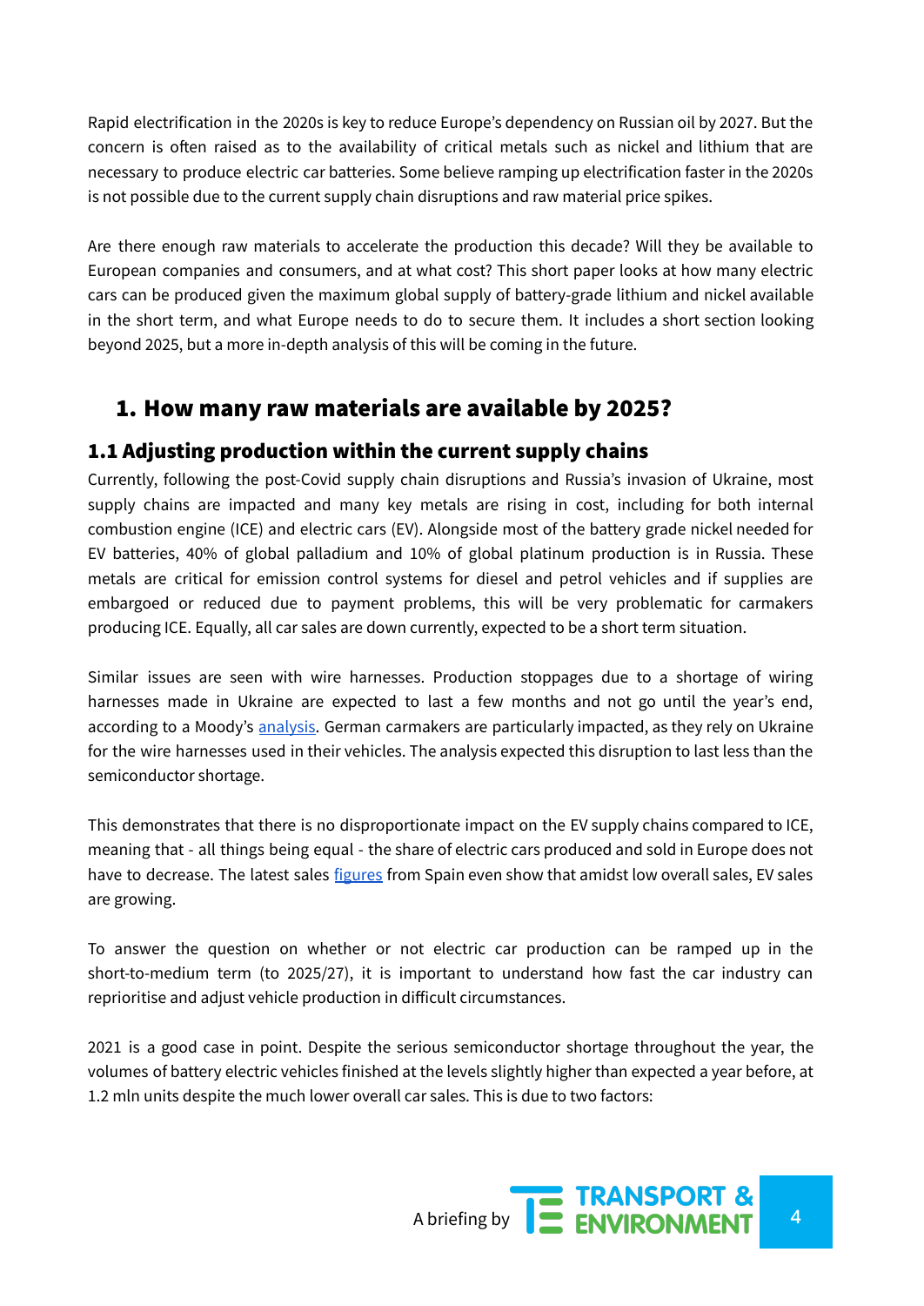Rapid electrification in the 2020s is key to reduce Europe's dependency on Russian oil by 2027. But the concern is often raised as to the availability of critical metals such as nickel and lithium that are necessary to produce electric car batteries. Some believe ramping up electrification faster in the 2020s is not possible due to the current supply chain disruptions and raw material price spikes.

Are there enough raw materials to accelerate the production this decade? Will they be available to European companies and consumers, and at what cost? This short paper looks at how many electric cars can be produced given the maximum global supply of battery-grade lithium and nickel available in the short term, and what Europe needs to do to secure them. It includes a short section looking beyond 2025, but a more in-depth analysis of this will be coming in the future.

# 1. How many raw materials are available by 2025?

## 1.1 Adjusting production within the current supply chains

Currently, following the post-Covid supply chain disruptions and Russia's invasion of Ukraine, most supply chains are impacted and many key metals are rising in cost, including for both internal combustion engine (ICE) and electric cars (EV). Alongside most of the battery grade nickel needed for EV batteries, 40% of global palladium and 10% of global platinum production is in Russia. These metals are critical for emission control systems for diesel and petrol vehicles and if supplies are embargoed or reduced due to payment problems, this will be very problematic for carmakers producing ICE. Equally, all car sales are down currently, expected to be a short term situation.

Similar issues are seen with wire harnesses. Production stoppages due to a shortage of wiring harnesses made in Ukraine are expected to last a few months and not go until the year's end, according to a Moody's analysis. German carmakers are particularly impacted, as they rely on Ukraine for the wire harnesses used in their vehicles. The analysis expected this disruption to last less than the semiconductor shortage.

This demonstrates that there is no disproportionate impact on the EV supply chains compared to ICE, meaning that - all things being equal - the share of electric cars produced and sold in Europe does not have to decrease. The latest sales figures from Spain even show that amidst low overall sales, EV sales are growing.

To answer the question on whether or not electric car production can be ramped up in the short-to-medium term (to 2025/27), it is important to understand how fast the car industry can reprioritise and adjust vehicle production in difficult circumstances.

2021 is a good case in point. Despite the serious semiconductor shortage throughout the year, the volumes of battery electric vehicles finished at the levels slightly higher than expected a year before, at 1.2 mln units despite the much lower overall car sales. This is due to two factors: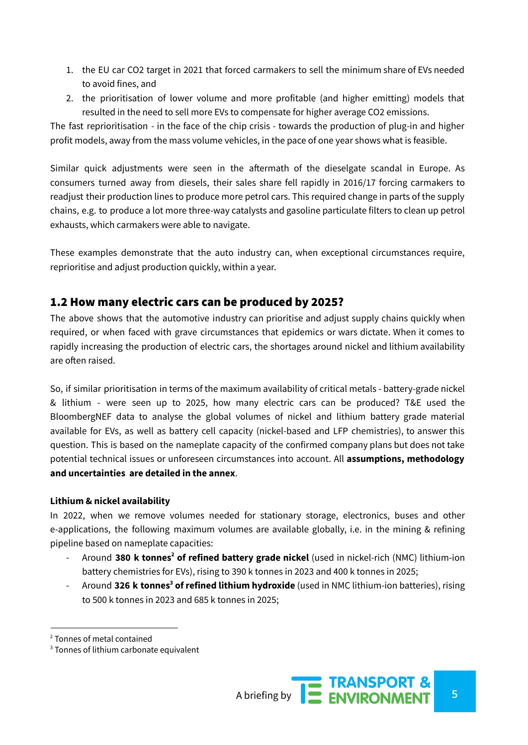1. the EU car CO2 target in 2021 that forced carmakers to sell the minimum share of EVs needed to avoid fines, and
2. the prioritisation of lower volume and more profitable (and higher emitting) models that resulted in the need to sell more EVs to compensate for higher average CO2 emissions.

The fast reprioritisation - in the face of the chip crisis - towards the production of plug-in and higher profit models, away from the mass volume vehicles, in the pace of one year shows what is feasible.

Similar quick adjustments were seen in the aftermath of the dieselgate scandal in Europe. As consumers turned away from diesels, their sales share fell rapidly in 2016/17 forcing carmakers to readjust their production lines to produce more petrol cars. This required change in parts of the supply chains, e.g. to produce a lot more three-way catalysts and gasoline particulate filters to clean up petrol exhausts, which carmakers were able to navigate.

These examples demonstrate that the auto industry can, when exceptional circumstances require, reprioritise and adjust production quickly, within a year.

## 1.2 How many electric cars can be produced by 2025?

The above shows that the automotive industry can prioritise and adjust supply chains quickly when required, or when faced with grave circumstances that epidemics or wars dictate. When it comes to rapidly increasing the production of electric cars, the shortages around nickel and lithium availability are often raised.

So, if similar prioritisation in terms of the maximum availability of critical metals - battery-grade nickel & lithium - were seen up to 2025, how many electric cars can be produced? T&E used the BloombergNEF data to analyse the global volumes of nickel and lithium battery grade material available for EVs, as well as battery cell capacity (nickel-based and LFP chemistries), to answer this question. This is based on the nameplate capacity of the confirmed company plans but does not take potential technical issues or unforeseen circumstances into account. All **assumptions, methodology and uncertainties are detailed in the annex**.

**Lithium & nickel availability**

In 2022, when we remove volumes needed for stationary storage, electronics, buses and other e-applications, the following maximum volumes are available globally, i.e. in the mining & refining pipeline based on nameplate capacities:

- Around **380 k tonnes[2] of refined battery grade nickel** (used in nickel-rich (NMC) lithium-ion battery chemistries for EVs), rising to 390 k tonnes in 2023 and 400 k tonnes in 2025;
- Around **326 k tonnes[3] of refined lithium hydroxide** (used in NMC lithium-ion batteries), rising to 500 k tonnes in 2023 and 685 k tonnes in 2025;

[2] Tonnes of metal contained

[3] Tonnes of lithium carbonate equivalent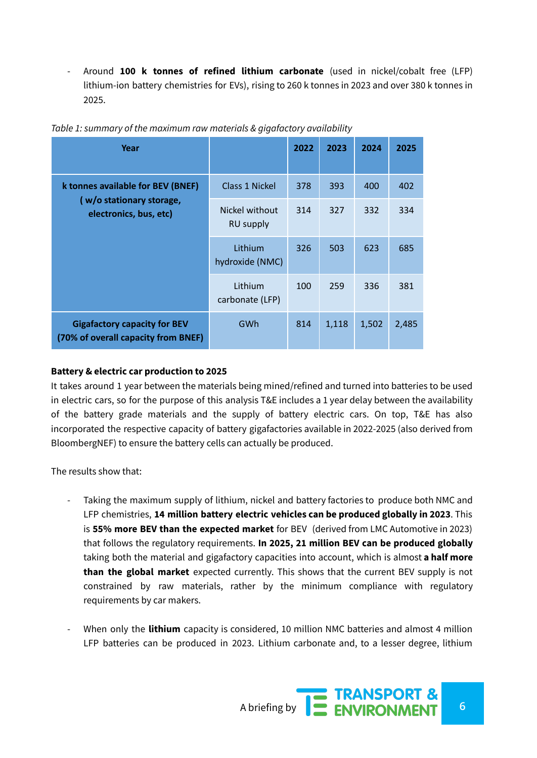- Around **100 k tonnes of refined lithium carbonate** (used in nickel/cobalt free (LFP) lithium-ion battery chemistries for EVs), rising to 260 k tonnes in 2023 and over 380 k tonnes in 2025.

*Table 1: summary of the maximum raw materials & gigafactory availability*

| Year | | 2022 | 2023 | 2024 | 2025 |
|---|---|---|---|---|---|
| **k tonnes available for BEV (BNEF) ( w/o stationary storage, electronics, bus, etc)** | Class 1 Nickel | 378 | 393 | 400 | 402 |
| | Nickel without RU supply | 314 | 327 | 332 | 334 |
| | Lithium hydroxide (NMC) | 326 | 503 | 623 | 685 |
| | Lithium carbonate (LFP) | 100 | 259 | 336 | 381 |
| **Gigafactory capacity for BEV (70% of overall capacity from BNEF)** | GWh | 814 | 1,118 | 1,502 | 2,485 |

**Battery & electric car production to 2025**

It takes around 1 year between the materials being mined/refined and turned into batteries to be used in electric cars, so for the purpose of this analysis T&E includes a 1 year delay between the availability of the battery grade materials and the supply of battery electric cars. On top, T&E has also incorporated the respective capacity of battery gigafactories available in 2022-2025 (also derived from BloombergNEF) to ensure the battery cells can actually be produced.

The results show that:

- Taking the maximum supply of lithium, nickel and battery factories to produce both NMC and LFP chemistries, **14 million battery electric vehicles can be produced globally in 2023**. This is **55% more BEV than the expected market** for BEV (derived from LMC Automotive in 2023) that follows the regulatory requirements. **In 2025, 21 million BEV can be produced globally** taking both the material and gigafactory capacities into account, which is almost **a half more than the global market** expected currently. This shows that the current BEV supply is not constrained by raw materials, rather by the minimum compliance with regulatory requirements by car makers.

- When only the **lithium** capacity is considered, 10 million NMC batteries and almost 4 million LFP batteries can be produced in 2023. Lithium carbonate and, to a lesser degree, lithium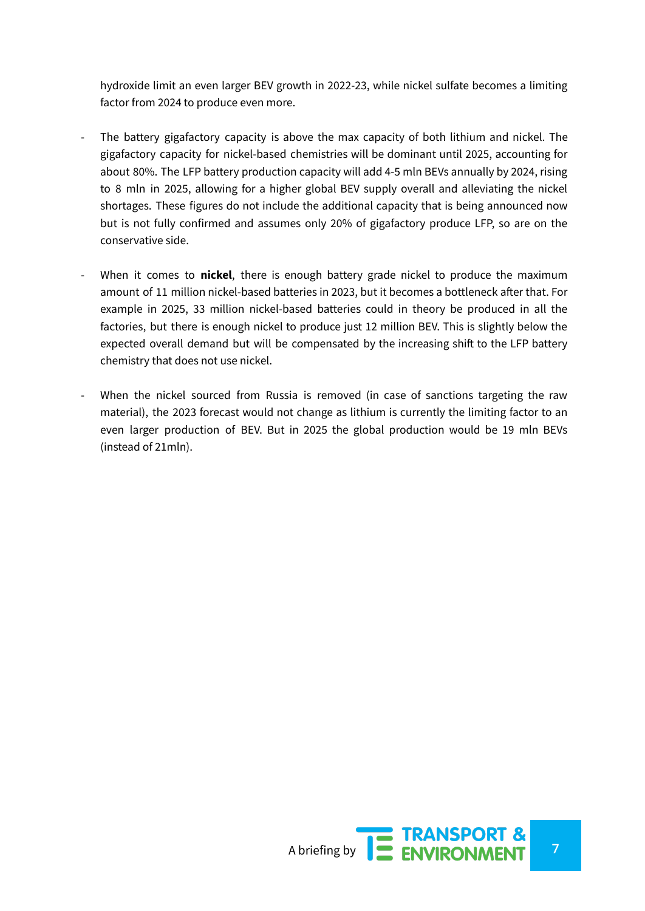hydroxide limit an even larger BEV growth in 2022-23, while nickel sulfate becomes a limiting factor from 2024 to produce even more.

- The battery gigafactory capacity is above the max capacity of both lithium and nickel. The gigafactory capacity for nickel-based chemistries will be dominant until 2025, accounting for about 80%. The LFP battery production capacity will add 4-5 mln BEVs annually by 2024, rising to 8 mln in 2025, allowing for a higher global BEV supply overall and alleviating the nickel shortages. These figures do not include the additional capacity that is being announced now but is not fully confirmed and assumes only 20% of gigafactory produce LFP, so are on the conservative side.

- When it comes to **nickel**, there is enough battery grade nickel to produce the maximum amount of 11 million nickel-based batteries in 2023, but it becomes a bottleneck after that. For example in 2025, 33 million nickel-based batteries could in theory be produced in all the factories, but there is enough nickel to produce just 12 million BEV. This is slightly below the expected overall demand but will be compensated by the increasing shift to the LFP battery chemistry that does not use nickel.

- When the nickel sourced from Russia is removed (in case of sanctions targeting the raw material), the 2023 forecast would not change as lithium is currently the limiting factor to an even larger production of BEV. But in 2025 the global production would be 19 mln BEVs (instead of 21mln).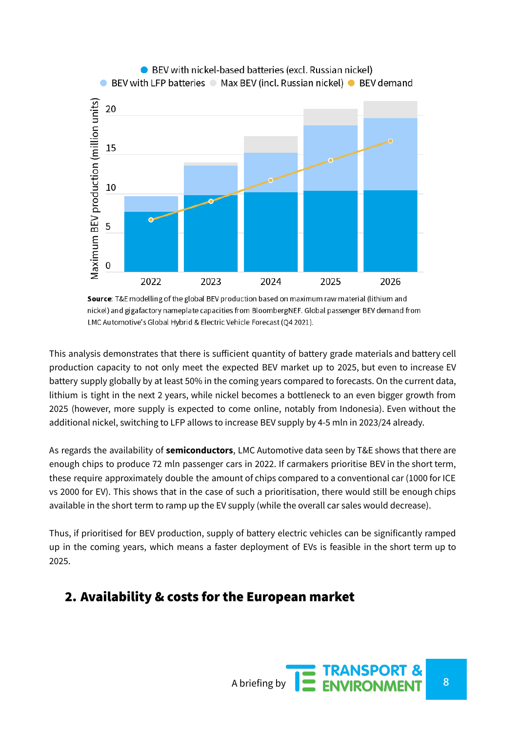BEV with nickel-based batteries (excl. Russian nickel) | BEV with LFP batteries | Max BEV (incl. Russian nickel) | BEV demand

Maximum BEV production (million units)

**Source**: T&E modelling of the global BEV production based on maximum raw material (lithium and nickel) and gigafactory nameplate capacities from BloombergNEF. Global passenger BEV demand from LMC Automotive's Global Hybrid & Electric Vehicle Forecast (Q4 2021).

This analysis demonstrates that there is sufficient quantity of battery grade materials and battery cell production capacity to not only meet the expected BEV market up to 2025, but even to increase EV battery supply globally by at least 50% in the coming years compared to forecasts. On the current data, lithium is tight in the next 2 years, while nickel becomes a bottleneck to an even bigger growth from 2025 (however, more supply is expected to come online, notably from Indonesia). Even without the additional nickel, switching to LFP allows to increase BEV supply by 4-5 mln in 2023/24 already.

As regards the availability of **semiconductors**, LMC Automotive data seen by T&E shows that there are enough chips to produce 72 mln passenger cars in 2022. If carmakers prioritise BEV in the short term, these require approximately double the amount of chips compared to a conventional car (1000 for ICE vs 2000 for EV). This shows that in the case of such a prioritisation, there would still be enough chips available in the short term to ramp up the EV supply (while the overall car sales would decrease).

Thus, if prioritised for BEV production, supply of battery electric vehicles can be significantly ramped up in the coming years, which means a faster deployment of EVs is feasible in the short term up to 2025.

## 2. Availability & costs for the European market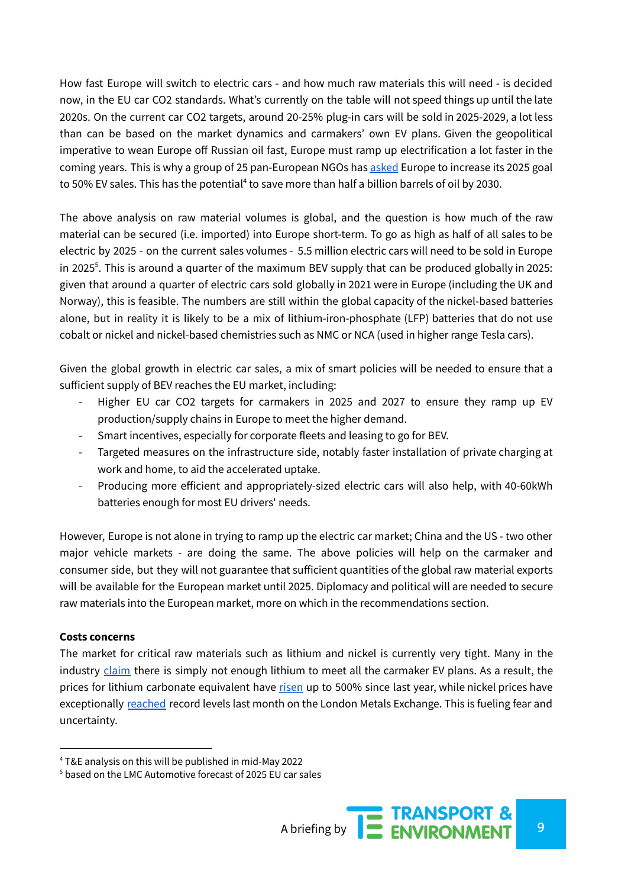How fast Europe will switch to electric cars - and how much raw materials this will need - is decided now, in the EU car $CO_2$ standards. What's currently on the table will not speed things up until the late 2020s. On the current car $CO_2$ targets, around 20-25% plug-in cars will be sold in 2025-2029, a lot less than can be based on the market dynamics and carmakers' own EV plans. Given the geopolitical imperative to wean Europe off Russian oil fast, Europe must ramp up electrification a lot faster in the coming years. This is why a group of 25 pan-European NGOs has asked Europe to increase its 2025 goal to 50% EV sales. This has the potential[4] to save more than half a billion barrels of oil by 2030.

The above analysis on raw material volumes is global, and the question is how much of the raw material can be secured (i.e. imported) into Europe short-term. To go as high as half of all sales to be electric by 2025 - on the current sales volumes - 5.5 million electric cars will need to be sold in Europe in 2025[5]. This is around a quarter of the maximum BEV supply that can be produced globally in 2025: given that around a quarter of electric cars sold globally in 2021 were in Europe (including the UK and Norway), this is feasible. The numbers are still within the global capacity of the nickel-based batteries alone, but in reality it is likely to be a mix of lithium-iron-phosphate (LFP) batteries that do not use cobalt or nickel and nickel-based chemistries such as NMC or NCA (used in higher range Tesla cars).

Given the global growth in electric car sales, a mix of smart policies will be needed to ensure that a sufficient supply of BEV reaches the EU market, including:

- Higher EU car $CO_2$ targets for carmakers in 2025 and 2027 to ensure they ramp up EV production/supply chains in Europe to meet the higher demand.
- Smart incentives, especially for corporate fleets and leasing to go for BEV.
- Targeted measures on the infrastructure side, notably faster installation of private charging at work and home, to aid the accelerated uptake.
- Producing more efficient and appropriately-sized electric cars will also help, with 40-60kWh batteries enough for most EU drivers' needs.

However, Europe is not alone in trying to ramp up the electric car market; China and the US - two other major vehicle markets - are doing the same. The above policies will help on the carmaker and consumer side, but they will not guarantee that sufficient quantities of the global raw material exports will be available for the European market until 2025. Diplomacy and political will are needed to secure raw materials into the European market, more on which in the recommendations section.

**Costs concerns**

The market for critical raw materials such as lithium and nickel is currently very tight. Many in the industry claim there is simply not enough lithium to meet all the carmaker EV plans. As a result, the prices for lithium carbonate equivalent have risen up to 500% since last year, while nickel prices have exceptionally reached record levels last month on the London Metals Exchange. This is fueling fear and uncertainty.

---

[4] T&E analysis on this will be published in mid-May 2022

[5] based on the LMC Automotive forecast of 2025 EU car sales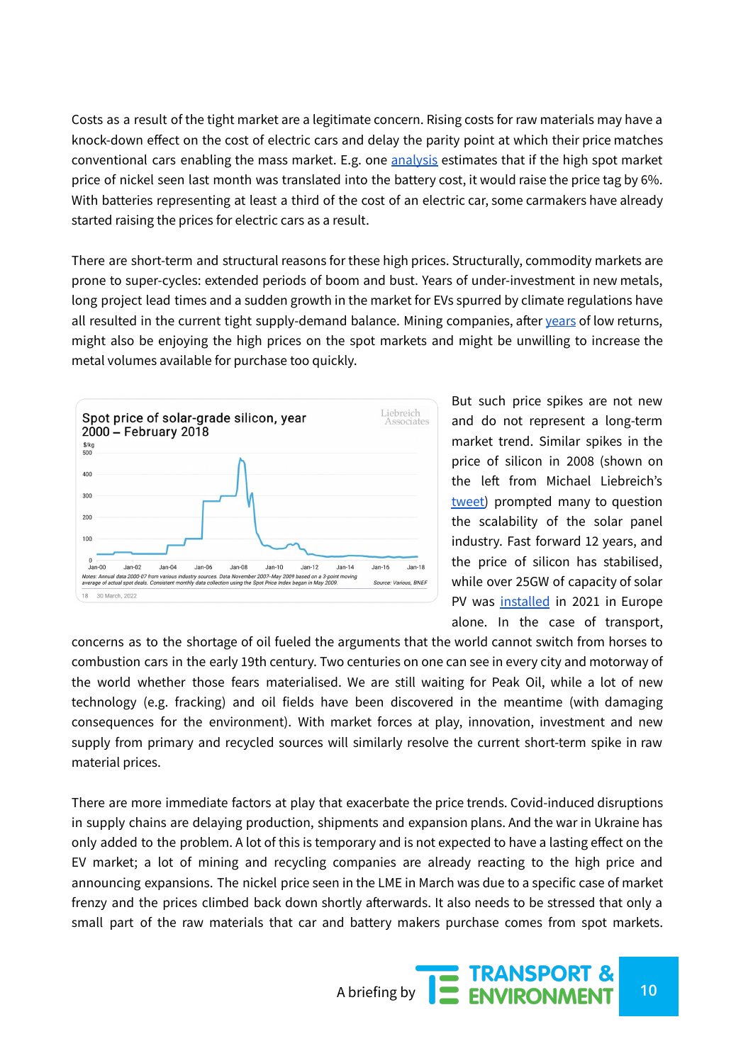Costs as a result of the tight market are a legitimate concern. Rising costs for raw materials may have a knock-down effect on the cost of electric cars and delay the parity point at which their price matches conventional cars enabling the mass market. E.g. one analysis estimates that if the high spot market price of nickel seen last month was translated into the battery cost, it would raise the price tag by 6%. With batteries representing at least a third of the cost of an electric car, some carmakers have already started raising the prices for electric cars as a result.

There are short-term and structural reasons for these high prices. Structurally, commodity markets are prone to super-cycles: extended periods of boom and bust. Years of under-investment in new metals, long project lead times and a sudden growth in the market for EVs spurred by climate regulations have all resulted in the current tight supply-demand balance. Mining companies, after years of low returns, might also be enjoying the high prices on the spot markets and might be unwilling to increase the metal volumes available for purchase too quickly.

But such price spikes are not new and do not represent a long-term market trend. Similar spikes in the price of silicon in 2008 (shown on the left from Michael Liebreich's tweet) prompted many to question the scalability of the solar panel industry. Fast forward 12 years, and the price of silicon has stabilised, while over 25GW of capacity of solar PV was installed in 2021 in Europe alone. In the case of transport, concerns as to the shortage of oil fueled the arguments that the world cannot switch from horses to combustion cars in the early 19th century. Two centuries on one can see in every city and motorway of the world whether those fears materialised. We are still waiting for Peak Oil, while a lot of new technology (e.g. fracking) and oil fields have been discovered in the meantime (with damaging consequences for the environment). With market forces at play, innovation, investment and new supply from primary and recycled sources will similarly resolve the current short-term spike in raw material prices.

There are more immediate factors at play that exacerbate the price trends. Covid-induced disruptions in supply chains are delaying production, shipments and expansion plans. And the war in Ukraine has only added to the problem. A lot of this is temporary and is not expected to have a lasting effect on the EV market; a lot of mining and recycling companies are already reacting to the high price and announcing expansions. The nickel price seen in the LME in March was due to a specific case of market frenzy and the prices climbed back down shortly afterwards. It also needs to be stressed that only a small part of the raw materials that car and battery makers purchase comes from spot markets.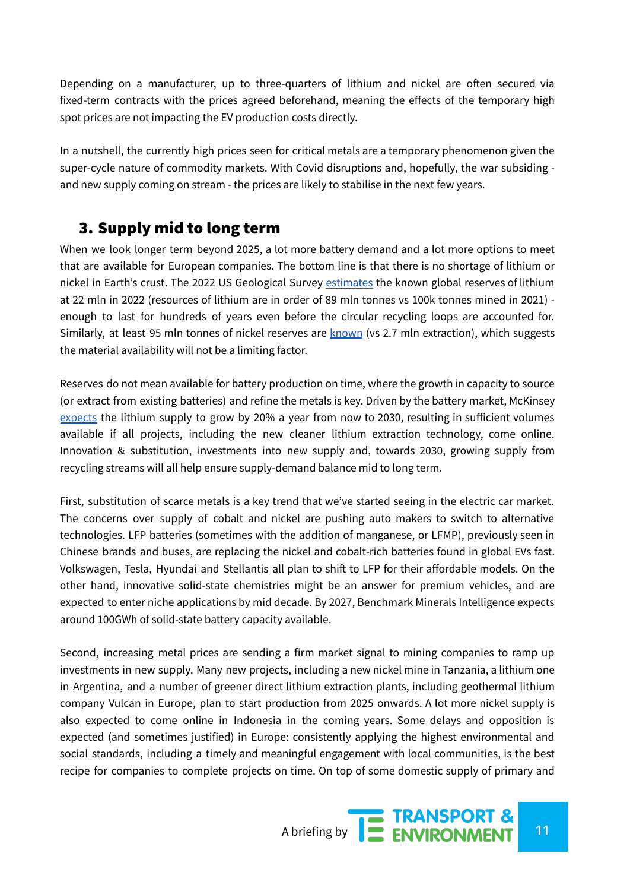Depending on a manufacturer, up to three-quarters of lithium and nickel are often secured via fixed-term contracts with the prices agreed beforehand, meaning the effects of the temporary high spot prices are not impacting the EV production costs directly.

In a nutshell, the currently high prices seen for critical metals are a temporary phenomenon given the super-cycle nature of commodity markets. With Covid disruptions and, hopefully, the war subsiding - and new supply coming on stream - the prices are likely to stabilise in the next few years.

## 3. Supply mid to long term

When we look longer term beyond 2025, a lot more battery demand and a lot more options to meet that are available for European companies. The bottom line is that there is no shortage of lithium or nickel in Earth's crust. The 2022 US Geological Survey estimates the known global reserves of lithium at 22 mln in 2022 (resources of lithium are in order of 89 mln tonnes vs 100k tonnes mined in 2021) - enough to last for hundreds of years even before the circular recycling loops are accounted for. Similarly, at least 95 mln tonnes of nickel reserves are known (vs 2.7 mln extraction), which suggests the material availability will not be a limiting factor.

Reserves do not mean available for battery production on time, where the growth in capacity to source (or extract from existing batteries) and refine the metals is key. Driven by the battery market, McKinsey expects the lithium supply to grow by 20% a year from now to 2030, resulting in sufficient volumes available if all projects, including the new cleaner lithium extraction technology, come online. Innovation & substitution, investments into new supply and, towards 2030, growing supply from recycling streams will all help ensure supply-demand balance mid to long term.

First, substitution of scarce metals is a key trend that we've started seeing in the electric car market. The concerns over supply of cobalt and nickel are pushing auto makers to switch to alternative technologies. LFP batteries (sometimes with the addition of manganese, or LFMP), previously seen in Chinese brands and buses, are replacing the nickel and cobalt-rich batteries found in global EVs fast. Volkswagen, Tesla, Hyundai and Stellantis all plan to shift to LFP for their affordable models. On the other hand, innovative solid-state chemistries might be an answer for premium vehicles, and are expected to enter niche applications by mid decade. By 2027, Benchmark Minerals Intelligence expects around 100GWh of solid-state battery capacity available.

Second, increasing metal prices are sending a firm market signal to mining companies to ramp up investments in new supply. Many new projects, including a new nickel mine in Tanzania, a lithium one in Argentina, and a number of greener direct lithium extraction plants, including geothermal lithium company Vulcan in Europe, plan to start production from 2025 onwards. A lot more nickel supply is also expected to come online in Indonesia in the coming years. Some delays and opposition is expected (and sometimes justified) in Europe: consistently applying the highest environmental and social standards, including a timely and meaningful engagement with local communities, is the best recipe for companies to complete projects on time. On top of some domestic supply of primary and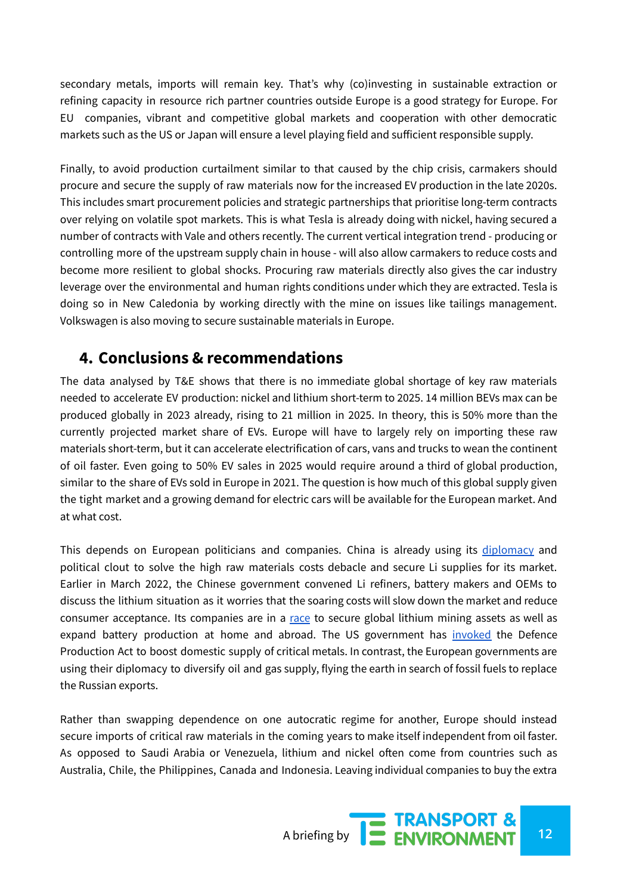secondary metals, imports will remain key. That's why (co)investing in sustainable extraction or refining capacity in resource rich partner countries outside Europe is a good strategy for Europe. For EU companies, vibrant and competitive global markets and cooperation with other democratic markets such as the US or Japan will ensure a level playing field and sufficient responsible supply.

Finally, to avoid production curtailment similar to that caused by the chip crisis, carmakers should procure and secure the supply of raw materials now for the increased EV production in the late 2020s. This includes smart procurement policies and strategic partnerships that prioritise long-term contracts over relying on volatile spot markets. This is what Tesla is already doing with nickel, having secured a number of contracts with Vale and others recently. The current vertical integration trend - producing or controlling more of the upstream supply chain in house - will also allow carmakers to reduce costs and become more resilient to global shocks. Procuring raw materials directly also gives the car industry leverage over the environmental and human rights conditions under which they are extracted. Tesla is doing so in New Caledonia by working directly with the mine on issues like tailings management. Volkswagen is also moving to secure sustainable materials in Europe.

## 4. Conclusions & recommendations

The data analysed by T&E shows that there is no immediate global shortage of key raw materials needed to accelerate EV production: nickel and lithium short-term to 2025. 14 million BEVs max can be produced globally in 2023 already, rising to 21 million in 2025. In theory, this is 50% more than the currently projected market share of EVs. Europe will have to largely rely on importing these raw materials short-term, but it can accelerate electrification of cars, vans and trucks to wean the continent of oil faster. Even going to 50% EV sales in 2025 would require around a third of global production, similar to the share of EVs sold in Europe in 2021. The question is how much of this global supply given the tight market and a growing demand for electric cars will be available for the European market. And at what cost.

This depends on European politicians and companies. China is already using its diplomacy and political clout to solve the high raw materials costs debacle and secure Li supplies for its market. Earlier in March 2022, the Chinese government convened Li refiners, battery makers and OEMs to discuss the lithium situation as it worries that the soaring costs will slow down the market and reduce consumer acceptance. Its companies are in a race to secure global lithium mining assets as well as expand battery production at home and abroad. The US government has invoked the Defence Production Act to boost domestic supply of critical metals. In contrast, the European governments are using their diplomacy to diversify oil and gas supply, flying the earth in search of fossil fuels to replace the Russian exports.

Rather than swapping dependence on one autocratic regime for another, Europe should instead secure imports of critical raw materials in the coming years to make itself independent from oil faster. As opposed to Saudi Arabia or Venezuela, lithium and nickel often come from countries such as Australia, Chile, the Philippines, Canada and Indonesia. Leaving individual companies to buy the extra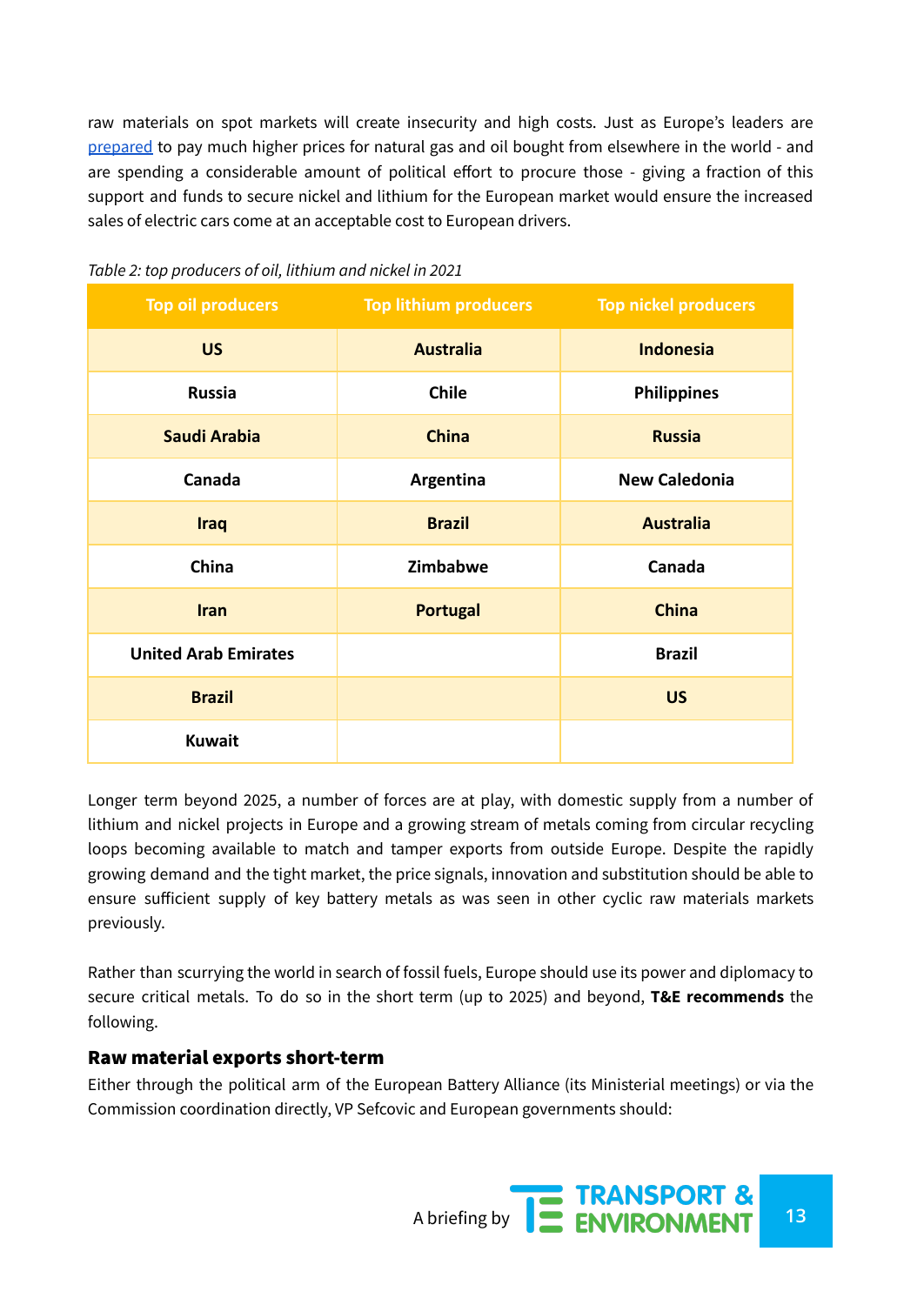raw materials on spot markets will create insecurity and high costs. Just as Europe's leaders are prepared to pay much higher prices for natural gas and oil bought from elsewhere in the world - and are spending a considerable amount of political effort to procure those - giving a fraction of this support and funds to secure nickel and lithium for the European market would ensure the increased sales of electric cars come at an acceptable cost to European drivers.

*Table 2: top producers of oil, lithium and nickel in 2021*

| Top oil producers | Top lithium producers | Top nickel producers |
|---|---|---|
| **US** | **Australia** | **Indonesia** |
| **Russia** | **Chile** | **Philippines** |
| **Saudi Arabia** | **China** | **Russia** |
| **Canada** | **Argentina** | **New Caledonia** |
| **Iraq** | **Brazil** | **Australia** |
| **China** | **Zimbabwe** | **Canada** |
| **Iran** | **Portugal** | **China** |
| **United Arab Emirates** | | **Brazil** |
| **Brazil** | | **US** |
| **Kuwait** | | |

Longer term beyond 2025, a number of forces are at play, with domestic supply from a number of lithium and nickel projects in Europe and a growing stream of metals coming from circular recycling loops becoming available to match and tamper exports from outside Europe. Despite the rapidly growing demand and the tight market, the price signals, innovation and substitution should be able to ensure sufficient supply of key battery metals as was seen in other cyclic raw materials markets previously.

Rather than scurrying the world in search of fossil fuels, Europe should use its power and diplomacy to secure critical metals. To do so in the short term (up to 2025) and beyond, **T&E recommends** the following.

### Raw material exports short-term

Either through the political arm of the European Battery Alliance (its Ministerial meetings) or via the Commission coordination directly, VP Sefcovic and European governments should: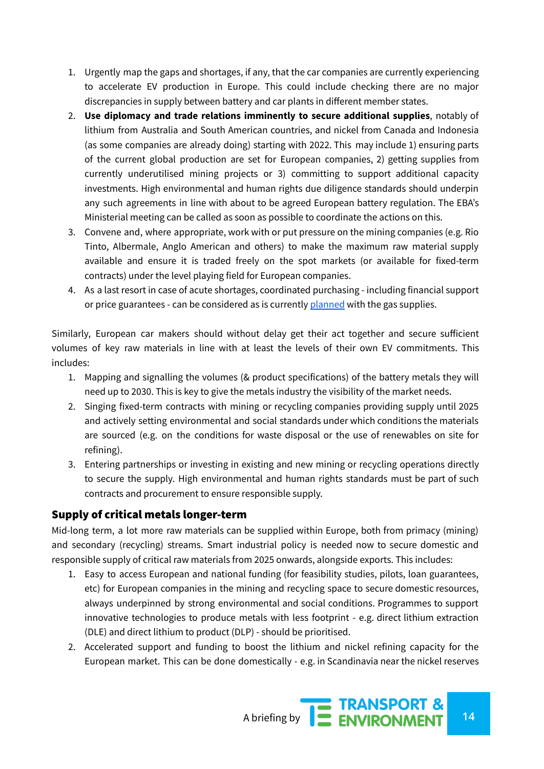1. Urgently map the gaps and shortages, if any, that the car companies are currently experiencing to accelerate EV production in Europe. This could include checking there are no major discrepancies in supply between battery and car plants in different member states.
2. **Use diplomacy and trade relations imminently to secure additional supplies**, notably of lithium from Australia and South American countries, and nickel from Canada and Indonesia (as some companies are already doing) starting with 2022. This may include 1) ensuring parts of the current global production are set for European companies, 2) getting supplies from currently underutilised mining projects or 3) committing to support additional capacity investments. High environmental and human rights due diligence standards should underpin any such agreements in line with about to be agreed European battery regulation. The EBA's Ministerial meeting can be called as soon as possible to coordinate the actions on this.
3. Convene and, where appropriate, work with or put pressure on the mining companies (e.g. Rio Tinto, Albermale, Anglo American and others) to make the maximum raw material supply available and ensure it is traded freely on the spot markets (or available for fixed-term contracts) under the level playing field for European companies.
4. As a last resort in case of acute shortages, coordinated purchasing - including financial support or price guarantees - can be considered as is currently [planned]() with the gas supplies.

Similarly, European car makers should without delay get their act together and secure sufficient volumes of key raw materials in line with at least the levels of their own EV commitments. This includes:

1. Mapping and signalling the volumes (& product specifications) of the battery metals they will need up to 2030. This is key to give the metals industry the visibility of the market needs.
2. Singing fixed-term contracts with mining or recycling companies providing supply until 2025 and actively setting environmental and social standards under which conditions the materials are sourced (e.g. on the conditions for waste disposal or the use of renewables on site for refining).
3. Entering partnerships or investing in existing and new mining or recycling operations directly to secure the supply. High environmental and human rights standards must be part of such contracts and procurement to ensure responsible supply.

## Supply of critical metals longer-term

Mid-long term, a lot more raw materials can be supplied within Europe, both from primacy (mining) and secondary (recycling) streams. Smart industrial policy is needed now to secure domestic and responsible supply of critical raw materials from 2025 onwards, alongside exports. This includes:

1. Easy to access European and national funding (for feasibility studies, pilots, loan guarantees, etc) for European companies in the mining and recycling space to secure domestic resources, always underpinned by strong environmental and social conditions. Programmes to support innovative technologies to produce metals with less footprint - e.g. direct lithium extraction (DLE) and direct lithium to product (DLP) - should be prioritised.
2. Accelerated support and funding to boost the lithium and nickel refining capacity for the European market. This can be done domestically - e.g. in Scandinavia near the nickel reserves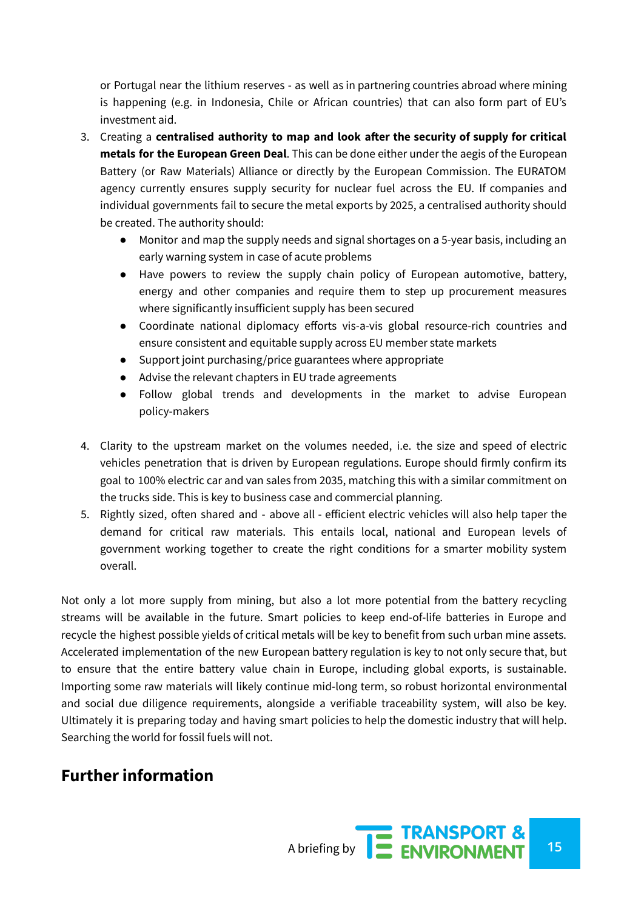or Portugal near the lithium reserves - as well as in partnering countries abroad where mining is happening (e.g. in Indonesia, Chile or African countries) that can also form part of EU's investment aid.

3. Creating a **centralised authority to map and look after the security of supply for critical metals for the European Green Deal**. This can be done either under the aegis of the European Battery (or Raw Materials) Alliance or directly by the European Commission. The EURATOM agency currently ensures supply security for nuclear fuel across the EU. If companies and individual governments fail to secure the metal exports by 2025, a centralised authority should be created. The authority should:
    - Monitor and map the supply needs and signal shortages on a 5-year basis, including an early warning system in case of acute problems
    - Have powers to review the supply chain policy of European automotive, battery, energy and other companies and require them to step up procurement measures where significantly insufficient supply has been secured
    - Coordinate national diplomacy efforts vis-a-vis global resource-rich countries and ensure consistent and equitable supply across EU member state markets
    - Support joint purchasing/price guarantees where appropriate
    - Advise the relevant chapters in EU trade agreements
    - Follow global trends and developments in the market to advise European policy-makers

4. Clarity to the upstream market on the volumes needed, i.e. the size and speed of electric vehicles penetration that is driven by European regulations. Europe should firmly confirm its goal to 100% electric car and van sales from 2035, matching this with a similar commitment on the trucks side. This is key to business case and commercial planning.
5. Rightly sized, often shared and - above all - efficient electric vehicles will also help taper the demand for critical raw materials. This entails local, national and European levels of government working together to create the right conditions for a smarter mobility system overall.

Not only a lot more supply from mining, but also a lot more potential from the battery recycling streams will be available in the future. Smart policies to keep end-of-life batteries in Europe and recycle the highest possible yields of critical metals will be key to benefit from such urban mine assets. Accelerated implementation of the new European battery regulation is key to not only secure that, but to ensure that the entire battery value chain in Europe, including global exports, is sustainable. Importing some raw materials will likely continue mid-long term, so robust horizontal environmental and social due diligence requirements, alongside a verifiable traceability system, will also be key. Ultimately it is preparing today and having smart policies to help the domestic industry that will help. Searching the world for fossil fuels will not.

## Further information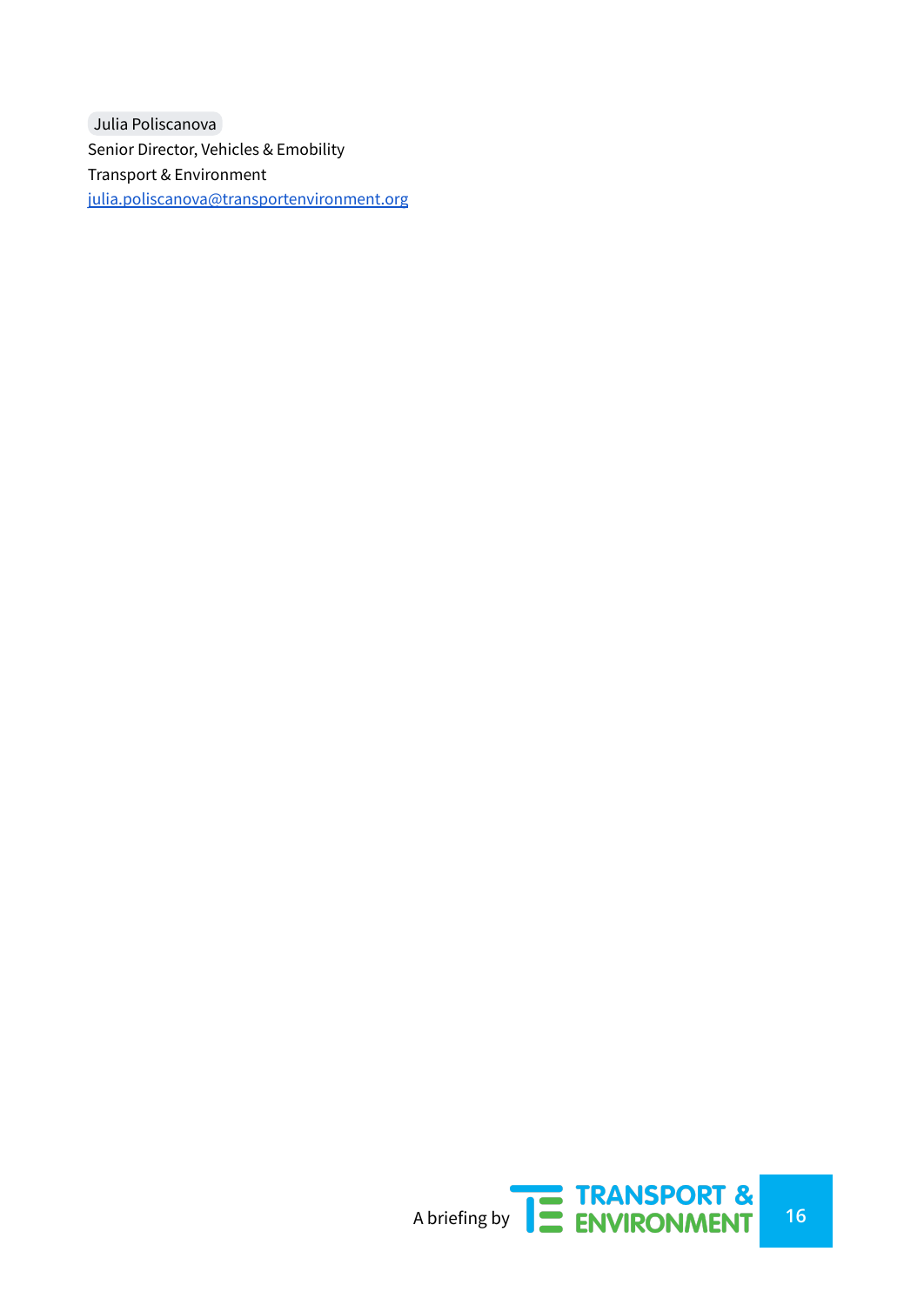Julia Poliscanova
Senior Director, Vehicles & Emobility
Transport & Environment
[julia.poliscanova@transportenvironment.org](mailto:julia.poliscanova@transportenvironment.org)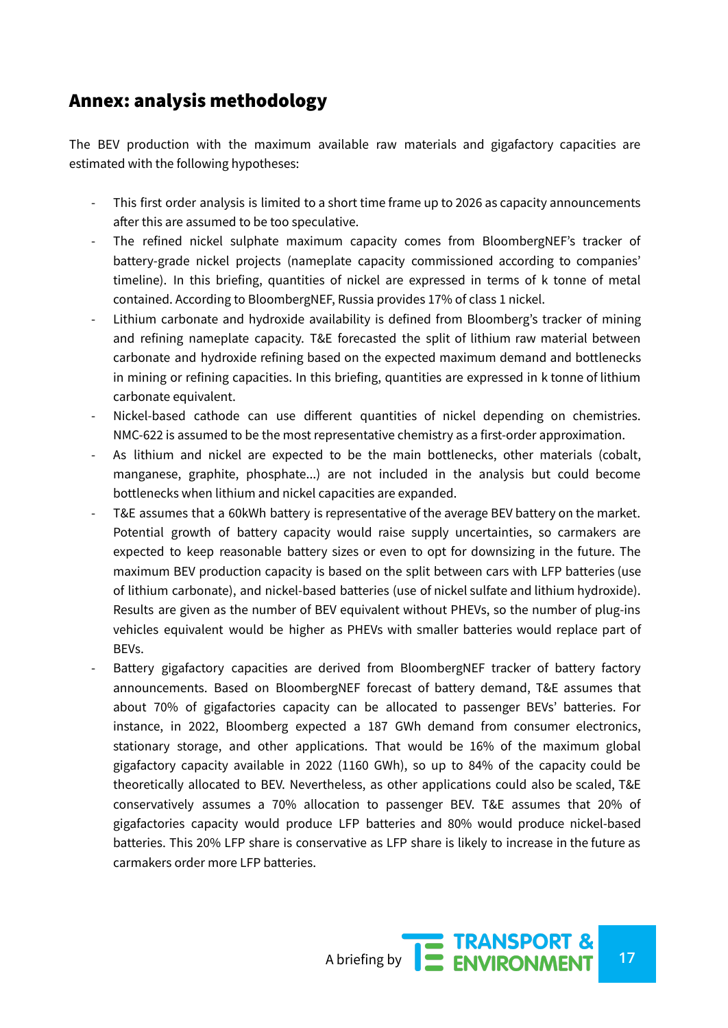## Annex: analysis methodology

The BEV production with the maximum available raw materials and gigafactory capacities are estimated with the following hypotheses:

- This first order analysis is limited to a short time frame up to 2026 as capacity announcements after this are assumed to be too speculative.
- The refined nickel sulphate maximum capacity comes from BloombergNEF's tracker of battery-grade nickel projects (nameplate capacity commissioned according to companies' timeline). In this briefing, quantities of nickel are expressed in terms of k tonne of metal contained. According to BloombergNEF, Russia provides 17% of class 1 nickel.
- Lithium carbonate and hydroxide availability is defined from Bloomberg's tracker of mining and refining nameplate capacity. T&E forecasted the split of lithium raw material between carbonate and hydroxide refining based on the expected maximum demand and bottlenecks in mining or refining capacities. In this briefing, quantities are expressed in k tonne of lithium carbonate equivalent.
- Nickel-based cathode can use different quantities of nickel depending on chemistries. NMC-622 is assumed to be the most representative chemistry as a first-order approximation.
- As lithium and nickel are expected to be the main bottlenecks, other materials (cobalt, manganese, graphite, phosphate...) are not included in the analysis but could become bottlenecks when lithium and nickel capacities are expanded.
- T&E assumes that a 60kWh battery is representative of the average BEV battery on the market. Potential growth of battery capacity would raise supply uncertainties, so carmakers are expected to keep reasonable battery sizes or even to opt for downsizing in the future. The maximum BEV production capacity is based on the split between cars with LFP batteries (use of lithium carbonate), and nickel-based batteries (use of nickel sulfate and lithium hydroxide). Results are given as the number of BEV equivalent without PHEVs, so the number of plug-ins vehicles equivalent would be higher as PHEVs with smaller batteries would replace part of BEVs.
- Battery gigafactory capacities are derived from BloombergNEF tracker of battery factory announcements. Based on BloombergNEF forecast of battery demand, T&E assumes that about 70% of gigafactories capacity can be allocated to passenger BEVs' batteries. For instance, in 2022, Bloomberg expected a 187 GWh demand from consumer electronics, stationary storage, and other applications. That would be 16% of the maximum global gigafactory capacity available in 2022 (1160 GWh), so up to 84% of the capacity could be theoretically allocated to BEV. Nevertheless, as other applications could also be scaled, T&E conservatively assumes a 70% allocation to passenger BEV. T&E assumes that 20% of gigafactories capacity would produce LFP batteries and 80% would produce nickel-based batteries. This 20% LFP share is conservative as LFP share is likely to increase in the future as carmakers order more LFP batteries.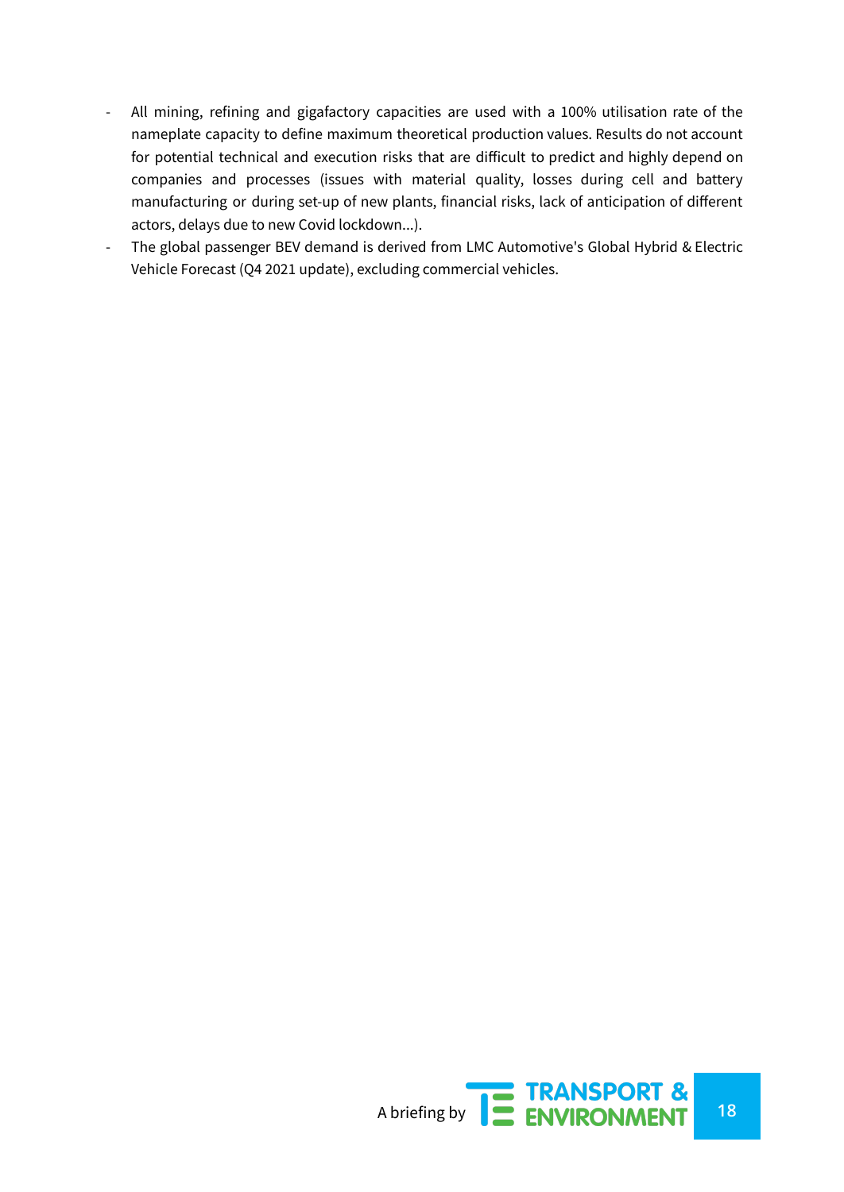- All mining, refining and gigafactory capacities are used with a 100% utilisation rate of the nameplate capacity to define maximum theoretical production values. Results do not account for potential technical and execution risks that are difficult to predict and highly depend on companies and processes (issues with material quality, losses during cell and battery manufacturing or during set-up of new plants, financial risks, lack of anticipation of different actors, delays due to new Covid lockdown...).
- The global passenger BEV demand is derived from LMC Automotive's Global Hybrid & Electric Vehicle Forecast (Q4 2021 update), excluding commercial vehicles.